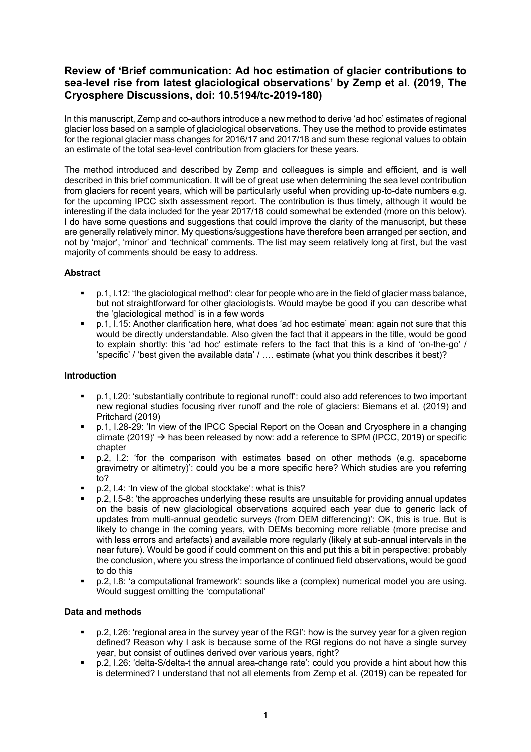# Review of 'Brief communication: Ad hoc estimation of glacier contributions to sea-level rise from latest glaciological observations' by Zemp et al. (2019, The Cryosphere Discussions, doi: 10.5194/tc-2019-180)

In this manuscript, Zemp and co-authors introduce a new method to derive 'ad hoc' estimates of regional glacier loss based on a sample of glaciological observations. They use the method to provide estimates for the regional glacier mass changes for 2016/17 and 2017/18 and sum these regional values to obtain an estimate of the total sea-level contribution from glaciers for these years.

The method introduced and described by Zemp and colleagues is simple and efficient, and is well described in this brief communication. It will be of great use when determining the sea level contribution from glaciers for recent years, which will be particularly useful when providing up-to-date numbers e.g. for the upcoming IPCC sixth assessment report. The contribution is thus timely, although it would be interesting if the data included for the year 2017/18 could somewhat be extended (more on this below). I do have some questions and suggestions that could improve the clarity of the manuscript, but these are generally relatively minor. My questions/suggestions have therefore been arranged per section, and not by 'major', 'minor' and 'technical' comments. The list may seem relatively long at first, but the vast majority of comments should be easy to address.

### Abstract

- p.1, l.12: 'the glaciological method': clear for people who are in the field of glacier mass balance, but not straightforward for other glaciologists. Would maybe be good if you can describe what the 'glaciological method' is in a few words
- p.1, l.15: Another clarification here, what does 'ad hoc estimate' mean: again not sure that this would be directly understandable. Also given the fact that it appears in the title, would be good to explain shortly: this 'ad hoc' estimate refers to the fact that this is a kind of 'on-the-go' / 'specific' / 'best given the available data' / …. estimate (what you think describes it best)?

### Introduction

- p.1, l.20: 'substantially contribute to regional runoff': could also add references to two important new regional studies focusing river runoff and the role of glaciers: Biemans et al. (2019) and Pritchard (2019)
- p.1, l.28-29: 'In view of the IPCC Special Report on the Ocean and Cryosphere in a changing climate (2019)' → has been released by now: add a reference to SPM (IPCC, 2019) or specific chapter
- p.2, l.2: 'for the comparison with estimates based on other methods (e.g. spaceborne gravimetry or altimetry)': could you be a more specific here? Which studies are you referring to?
- p.2, l.4: 'In view of the global stocktake': what is this?
- p.2, l.5-8: 'the approaches underlying these results are unsuitable for providing annual updates on the basis of new glaciological observations acquired each year due to generic lack of updates from multi-annual geodetic surveys (from DEM differencing)': OK, this is true. But is likely to change in the coming years, with DEMs becoming more reliable (more precise and with less errors and artefacts) and available more regularly (likely at sub-annual intervals in the near future). Would be good if could comment on this and put this a bit in perspective: probably the conclusion, where you stress the importance of continued field observations, would be good to do this
- p.2, l.8: 'a computational framework': sounds like a (complex) numerical model you are using. Would suggest omitting the 'computational'

### Data and methods

- p.2, l.26: 'regional area in the survey year of the RGI': how is the survey year for a given region defined? Reason why I ask is because some of the RGI regions do not have a single survey year, but consist of outlines derived over various years, right?
- p.2, l.26: 'delta-S/delta-t the annual area-change rate': could you provide a hint about how this is determined? I understand that not all elements from Zemp et al. (2019) can be repeated for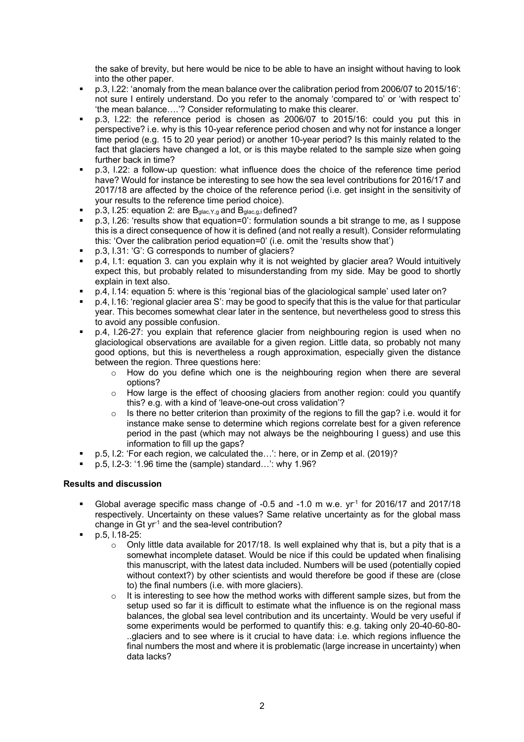the sake of brevity, but here would be nice to be able to have an insight without having to look into the other paper.

- p.3, l.22: 'anomaly from the mean balance over the calibration period from 2006/07 to 2015/16': not sure I entirely understand. Do you refer to the anomaly 'compared to' or 'with respect to' 'the mean balance….'? Consider reformulating to make this clearer.
- p.3, l.22: the reference period is chosen as 2006/07 to 2015/16: could you put this in perspective? i.e. why is this 10-year reference period chosen and why not for instance a longer time period (e.g. 15 to 20 year period) or another 10-year period? Is this mainly related to the fact that glaciers have changed a lot, or is this maybe related to the sample size when going further back in time?
- p.3, l.22: a follow-up question: what influence does the choice of the reference time period have? Would for instance be interesting to see how the sea level contributions for 2016/17 and 2017/18 are affected by the choice of the reference period (i.e. get insight in the sensitivity of your results to the reference time period choice).
- p.3, l.25: equation 2: are $B_{glac,Y,g}$ and $B_{glac,g,i}$ defined?
- p.3, l.26: 'results show that equation=0': formulation sounds a bit strange to me, as I suppose this is a direct consequence of how it is defined (and not really a result). Consider reformulating this: 'Over the calibration period equation=0' (i.e. omit the 'results show that')
- p.3, l.31: 'G': G corresponds to number of glaciers?
- p.4, l.1: equation 3. can you explain why it is not weighted by glacier area? Would intuitively expect this, but probably related to misunderstanding from my side. May be good to shortly explain in text also.
- p.4, l.14: equation 5: where is this 'regional bias of the glaciological sample' used later on?
- p.4, l.16: 'regional glacier area S': may be good to specify that this is the value for that particular year. This becomes somewhat clear later in the sentence, but nevertheless good to stress this to avoid any possible confusion.
- p.4, l.26-27: you explain that reference glacier from neighbouring region is used when no glaciological observations are available for a given region. Little data, so probably not many good options, but this is nevertheless a rough approximation, especially given the distance between the region. Three questions here:
  - How do you define which one is the neighbouring region when there are several options?
  - How large is the effect of choosing glaciers from another region: could you quantify this? e.g. with a kind of 'leave-one-out cross validation'?
  - Is there no better criterion than proximity of the regions to fill the gap? i.e. would it for instance make sense to determine which regions correlate best for a given reference period in the past (which may not always be the neighbouring I guess) and use this information to fill up the gaps?
- p.5, l.2: 'For each region, we calculated the…': here, or in Zemp et al. (2019)?
- p.5, l.2-3: '1.96 time the (sample) standard…': why 1.96?

**Results and discussion**

- Global average specific mass change of -0.5 and -1.0 m w.e. $yr^{-1}$ for 2016/17 and 2017/18 respectively. Uncertainty on these values? Same relative uncertainty as for the global mass change in Gt $yr^{-1}$ and the sea-level contribution?
- p.5, l.18-25:
  - Only little data available for 2017/18. Is well explained why that is, but a pity that is a somewhat incomplete dataset. Would be nice if this could be updated when finalising this manuscript, with the latest data included. Numbers will be used (potentially copied without context?) by other scientists and would therefore be good if these are (close to) the final numbers (i.e. with more glaciers).
  - It is interesting to see how the method works with different sample sizes, but from the setup used so far it is difficult to estimate what the influence is on the regional mass balances, the global sea level contribution and its uncertainty. Would be very useful if some experiments would be performed to quantify this: e.g. taking only 20-40-60-80-..glaciers and to see where is it crucial to have data: i.e. which regions influence the final numbers the most and where it is problematic (large increase in uncertainty) when data lacks?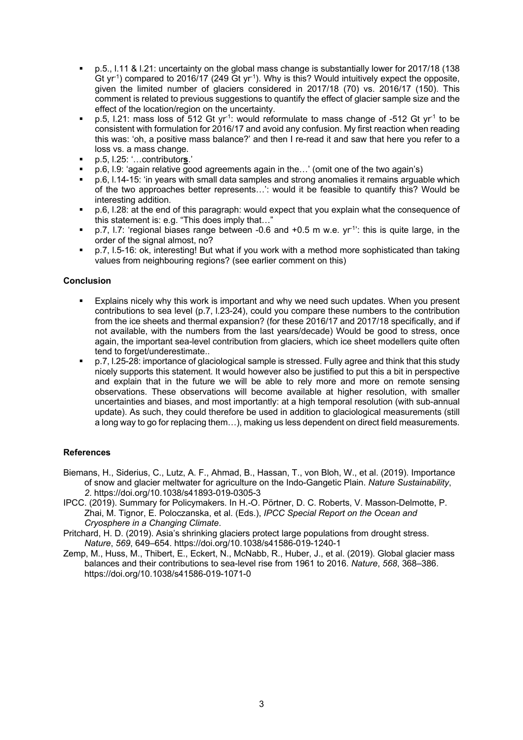- p.5., l.11 & l.21: uncertainty on the global mass change is substantially lower for 2017/18 (138 Gt $yr^{-1}$) compared to 2016/17 (249 Gt $yr^{-1}$). Why is this? Would intuitively expect the opposite, given the limited number of glaciers considered in 2017/18 (70) vs. 2016/17 (150). This comment is related to previous suggestions to quantify the effect of glacier sample size and the effect of the location/region on the uncertainty.
- p.5, l.21: mass loss of 512 Gt $yr^{-1}$: would reformulate to mass change of -512 Gt $yr^{-1}$ to be consistent with formulation for 2016/17 and avoid any confusion. My first reaction when reading this was: 'oh, a positive mass balance?' and then I re-read it and saw that here you refer to a loss vs. a mass change.
- p.5, l.25: '…contributor**s**.'
- p.6, l.9: 'again relative good agreements again in the…' (omit one of the two again's)
- p.6, l.14-15: 'in years with small data samples and strong anomalies it remains arguable which of the two approaches better represents…': would it be feasible to quantify this? Would be interesting addition.
- p.6, l.28: at the end of this paragraph: would expect that you explain what the consequence of this statement is: e.g. "This does imply that…"
- p.7, l.7: 'regional biases range between -0.6 and +0.5 m w.e. $yr^{-1}$': this is quite large, in the order of the signal almost, no?
- p.7, l.5-16: ok, interesting! But what if you work with a method more sophisticated than taking values from neighbouring regions? (see earlier comment on this)

**Conclusion**

- Explains nicely why this work is important and why we need such updates. When you present contributions to sea level (p.7, l.23-24), could you compare these numbers to the contribution from the ice sheets and thermal expansion? (for these 2016/17 and 2017/18 specifically, and if not available, with the numbers from the last years/decade) Would be good to stress, once again, the important sea-level contribution from glaciers, which ice sheet modellers quite often tend to forget/underestimate..
- p.7, l.25-28: importance of glaciological sample is stressed. Fully agree and think that this study nicely supports this statement. It would however also be justified to put this a bit in perspective and explain that in the future we will be able to rely more and more on remote sensing observations. These observations will become available at higher resolution, with smaller uncertainties and biases, and most importantly: at a high temporal resolution (with sub-annual update). As such, they could therefore be used in addition to glaciological measurements (still a long way to go for replacing them…), making us less dependent on direct field measurements.

**References**

Biemans, H., Siderius, C., Lutz, A. F., Ahmad, B., Hassan, T., von Bloh, W., et al. (2019). Importance of snow and glacier meltwater for agriculture on the Indo-Gangetic Plain. *Nature Sustainability*, *2*. https://doi.org/10.1038/s41893-019-0305-3

IPCC. (2019). Summary for Policymakers. In H.-O. Pörtner, D. C. Roberts, V. Masson-Delmotte, P. Zhai, M. Tignor, E. Poloczanska, et al. (Eds.), *IPCC Special Report on the Ocean and Cryosphere in a Changing Climate*.

Pritchard, H. D. (2019). Asia's shrinking glaciers protect large populations from drought stress. *Nature*, *569*, 649–654. https://doi.org/10.1038/s41586-019-1240-1

Zemp, M., Huss, M., Thibert, E., Eckert, N., McNabb, R., Huber, J., et al. (2019). Global glacier mass balances and their contributions to sea-level rise from 1961 to 2016. *Nature*, *568*, 368–386. https://doi.org/10.1038/s41586-019-1071-0